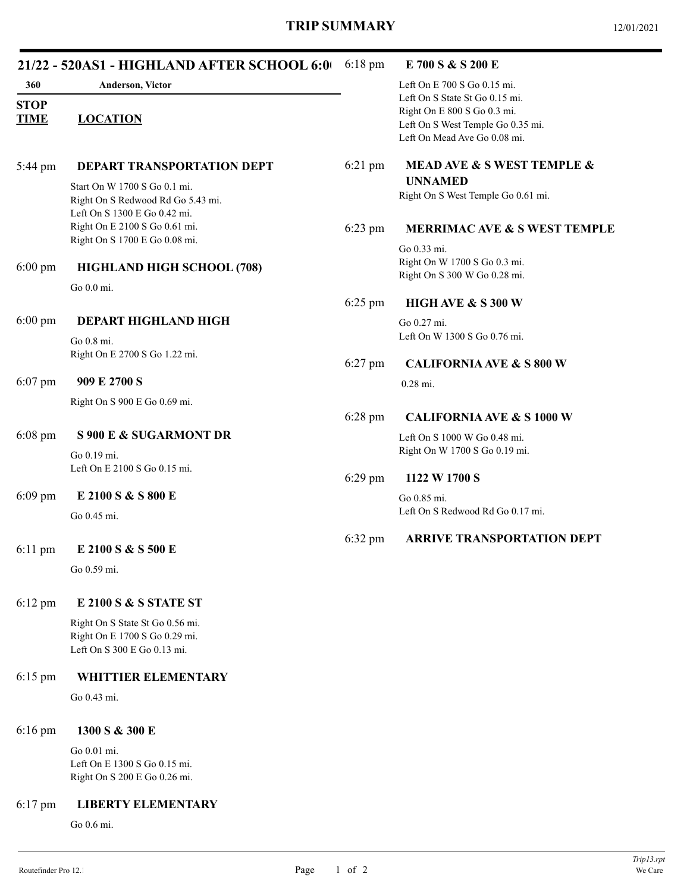# TRIP SUMMARY

12/01/2021

## 21/22 - 520AS1 - HIGHLAND AFTER SCHOOL 6:0

**360** **Anderson, Victor**

| STOP TIME | LOCATION |
|---|---|
| 5:44 pm | **DEPART TRANSPORTATION DEPT**<br>Start On W 1700 S Go 0.1 mi.<br>Right On S Redwood Rd Go 5.43 mi.<br>Left On S 1300 E Go 0.42 mi.<br>Right On E 2100 S Go 0.61 mi.<br>Right On S 1700 E Go 0.08 mi. |
| 6:00 pm | **HIGHLAND HIGH SCHOOL (708)**<br>Go 0.0 mi. |
| 6:00 pm | **DEPART HIGHLAND HIGH**<br>Go 0.8 mi.<br>Right On E 2700 S Go 1.22 mi. |
| 6:07 pm | **909 E 2700 S**<br>Right On S 900 E Go 0.69 mi. |
| 6:08 pm | **S 900 E & SUGARMONT DR**<br>Go 0.19 mi.<br>Left On E 2100 S Go 0.15 mi. |
| 6:09 pm | **E 2100 S & S 800 E**<br>Go 0.45 mi. |
| 6:11 pm | **E 2100 S & S 500 E**<br>Go 0.59 mi. |
| 6:12 pm | **E 2100 S & S STATE ST**<br>Right On S State St Go 0.56 mi.<br>Right On E 1700 S Go 0.29 mi.<br>Left On S 300 E Go 0.13 mi. |
| 6:15 pm | **WHITTIER ELEMENTARY**<br>Go 0.43 mi. |
| 6:16 pm | **1300 S & 300 E**<br>Go 0.01 mi.<br>Left On E 1300 S Go 0.15 mi.<br>Right On S 200 E Go 0.26 mi. |
| 6:17 pm | **LIBERTY ELEMENTARY**<br>Go 0.6 mi. |
| 6:18 pm | **E 700 S & S 200 E**<br>Left On E 700 S Go 0.15 mi.<br>Left On S State St Go 0.15 mi.<br>Right On E 800 S Go 0.3 mi.<br>Left On S West Temple Go 0.35 mi.<br>Left On Mead Ave Go 0.08 mi. |
| 6:21 pm | **MEAD AVE & S WEST TEMPLE & UNNAMED**<br>Right On S West Temple Go 0.61 mi. |
| 6:23 pm | **MERRIMAC AVE & S WEST TEMPLE**<br>Go 0.33 mi.<br>Right On W 1700 S Go 0.3 mi.<br>Right On S 300 W Go 0.28 mi. |
| 6:25 pm | **HIGH AVE & S 300 W**<br>Go 0.27 mi.<br>Left On W 1300 S Go 0.76 mi. |
| 6:27 pm | **CALIFORNIA AVE & S 800 W**<br>0.28 mi. |
| 6:28 pm | **CALIFORNIA AVE & S 1000 W**<br>Left On S 1000 W Go 0.48 mi.<br>Right On W 1700 S Go 0.19 mi. |
| 6:29 pm | **1122 W 1700 S**<br>Go 0.85 mi.<br>Left On S Redwood Rd Go 0.17 mi. |
| 6:32 pm | **ARRIVE TRANSPORTATION DEPT** |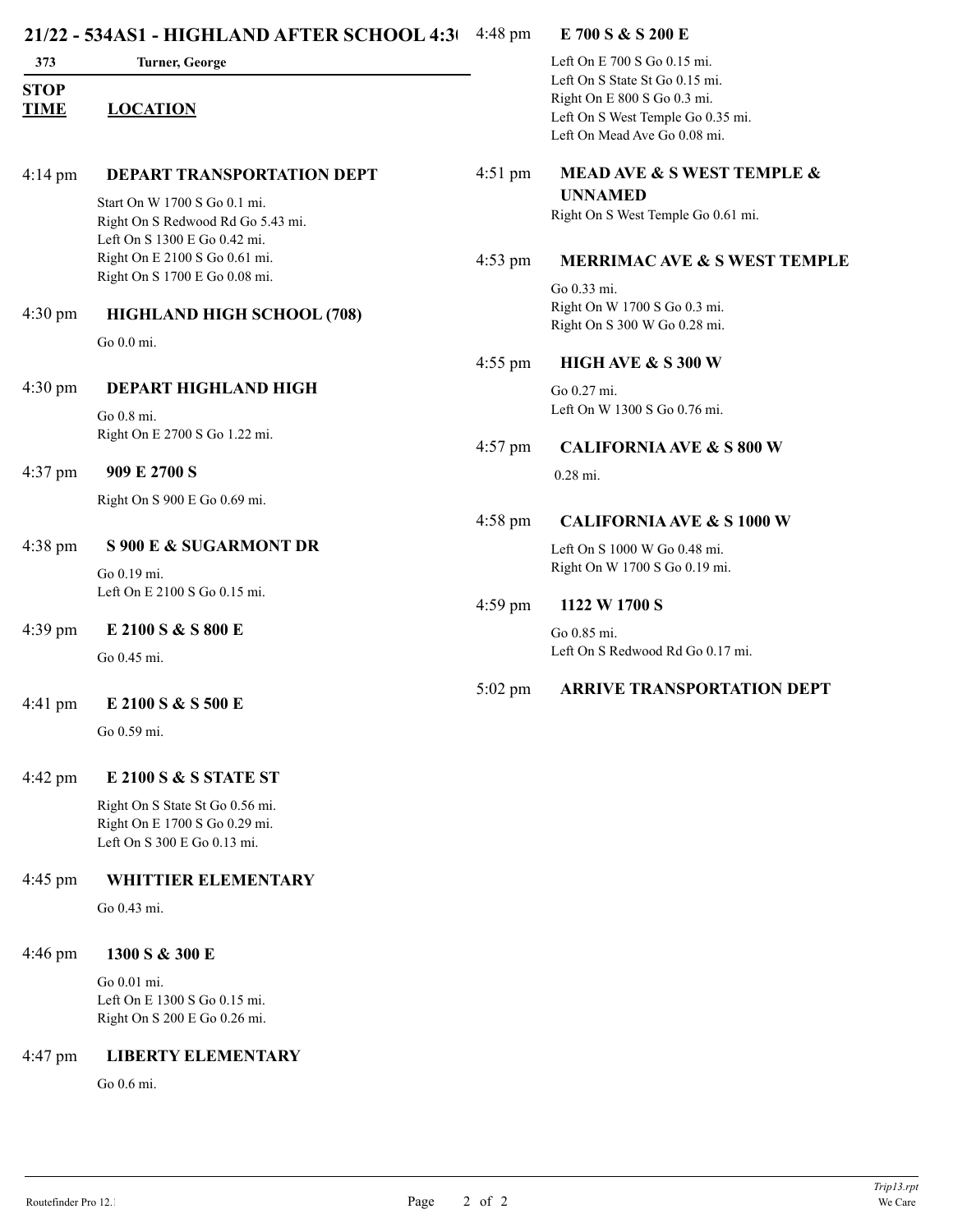# 21/22 - 534AS1 - HIGHLAND AFTER SCHOOL 4:3(

**373** **Turner, George**

| STOP TIME | LOCATION |
|---|---|
| 4:14 pm | **DEPART TRANSPORTATION DEPT**<br>Start On W 1700 S Go 0.1 mi.<br>Right On S Redwood Rd Go 5.43 mi.<br>Left On S 1300 E Go 0.42 mi.<br>Right On E 2100 S Go 0.61 mi.<br>Right On S 1700 E Go 0.08 mi. |
| 4:30 pm | **HIGHLAND HIGH SCHOOL (708)**<br>Go 0.0 mi. |
| 4:30 pm | **DEPART HIGHLAND HIGH**<br>Go 0.8 mi.<br>Right On E 2700 S Go 1.22 mi. |
| 4:37 pm | **909 E 2700 S**<br>Right On S 900 E Go 0.69 mi. |
| 4:38 pm | **S 900 E & SUGARMONT DR**<br>Go 0.19 mi.<br>Left On E 2100 S Go 0.15 mi. |
| 4:39 pm | **E 2100 S & S 800 E**<br>Go 0.45 mi. |
| 4:41 pm | **E 2100 S & S 500 E**<br>Go 0.59 mi. |
| 4:42 pm | **E 2100 S & S STATE ST**<br>Right On S State St Go 0.56 mi.<br>Right On E 1700 S Go 0.29 mi.<br>Left On S 300 E Go 0.13 mi. |
| 4:45 pm | **WHITTIER ELEMENTARY**<br>Go 0.43 mi. |
| 4:46 pm | **1300 S & 300 E**<br>Go 0.01 mi.<br>Left On E 1300 S Go 0.15 mi.<br>Right On S 200 E Go 0.26 mi. |
| 4:47 pm | **LIBERTY ELEMENTARY**<br>Go 0.6 mi. |
| 4:48 pm | **E 700 S & S 200 E**<br>Left On E 700 S Go 0.15 mi.<br>Left On S State St Go 0.15 mi.<br>Right On E 800 S Go 0.3 mi.<br>Left On S West Temple Go 0.35 mi.<br>Left On Mead Ave Go 0.08 mi. |
| 4:51 pm | **MEAD AVE & S WEST TEMPLE & UNNAMED**<br>Right On S West Temple Go 0.61 mi. |
| 4:53 pm | **MERRIMAC AVE & S WEST TEMPLE**<br>Go 0.33 mi.<br>Right On W 1700 S Go 0.3 mi.<br>Right On S 300 W Go 0.28 mi. |
| 4:55 pm | **HIGH AVE & S 300 W**<br>Go 0.27 mi.<br>Left On W 1300 S Go 0.76 mi. |
| 4:57 pm | **CALIFORNIA AVE & S 800 W**<br>0.28 mi. |
| 4:58 pm | **CALIFORNIA AVE & S 1000 W**<br>Left On S 1000 W Go 0.48 mi.<br>Right On W 1700 S Go 0.19 mi. |
| 4:59 pm | **1122 W 1700 S**<br>Go 0.85 mi.<br>Left On S Redwood Rd Go 0.17 mi. |
| 5:02 pm | **ARRIVE TRANSPORTATION DEPT** |